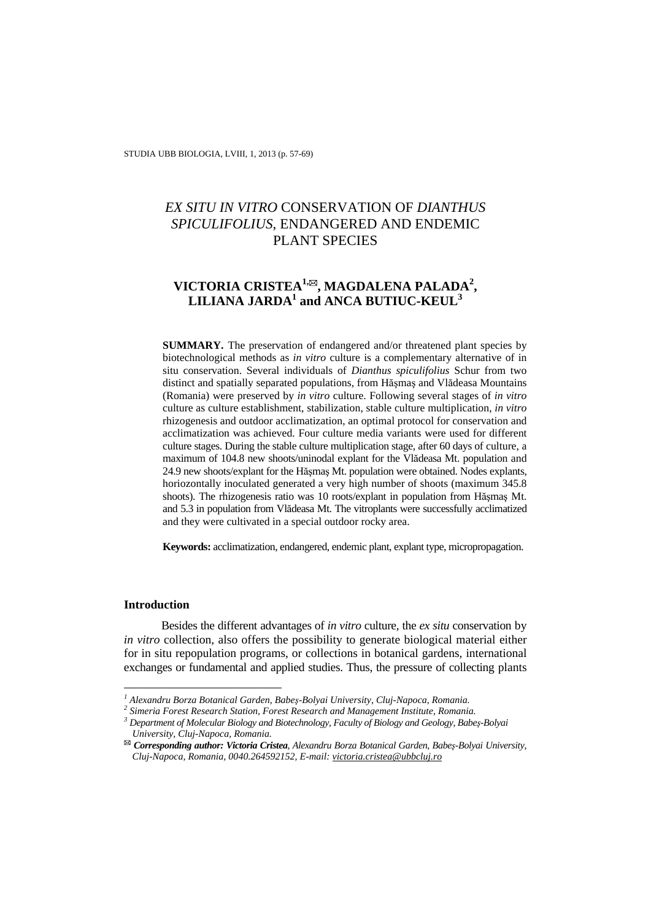# *EX SITU IN VITRO* CONSERVATION OF *DIANTHUS SPICULIFOLIUS*, ENDANGERED AND ENDEMIC PLANT SPECIES

## VICTORIA CRISTEA[1,✉], MAGDALENA PALADA[2], LILIANA JARDA[1] and ANCA BUTIUC-KEUL[3]

**SUMMARY.** The preservation of endangered and/or threatened plant species by biotechnological methods as *in vitro* culture is a complementary alternative of in situ conservation. Several individuals of *Dianthus spiculifolius* Schur from two distinct and spatially separated populations, from Hăşmaş and Vlădeasa Mountains (Romania) were preserved by *in vitro* culture. Following several stages of *in vitro* culture as culture establishment, stabilization, stable culture multiplication, *in vitro* rhizogenesis and outdoor acclimatization, an optimal protocol for conservation and acclimatization was achieved. Four culture media variants were used for different culture stages. During the stable culture multiplication stage, after 60 days of culture, a maximum of 104.8 new shoots/uninodal explant for the Vlădeasa Mt. population and 24.9 new shoots/explant for the Hăşmaş Mt. population were obtained. Nodes explants, horiozontally inoculated generated a very high number of shoots (maximum 345.8 shoots). The rhizogenesis ratio was 10 roots/explant in population from Hăşmaş Mt. and 5.3 in population from Vlădeasa Mt. The vitroplants were successfully acclimatized and they were cultivated in a special outdoor rocky area.

**Keywords:** acclimatization, endangered, endemic plant, explant type, micropropagation.

### Introduction

Besides the different advantages of *in vitro* culture, the *ex situ* conservation by *in vitro* collection, also offers the possibility to generate biological material either for in situ repopulation programs, or collections in botanical gardens, international exchanges or fundamental and applied studies. Thus, the pressure of collecting plants

---

[1] *Alexandru Borza Botanical Garden, Babeş-Bolyai University, Cluj-Napoca, Romania.*
[2] *Simeria Forest Research Station, Forest Research and Management Institute, Romania.*
[3] *Department of Molecular Biology and Biotechnology, Faculty of Biology and Geology, Babeş-Bolyai University, Cluj-Napoca, Romania.*
✉ ***Corresponding author: Victoria Cristea****, Alexandru Borza Botanical Garden, Babeş-Bolyai University, Cluj-Napoca, Romania, 0040.264592152, E-mail: victoria.cristea@ubbcluj.ro*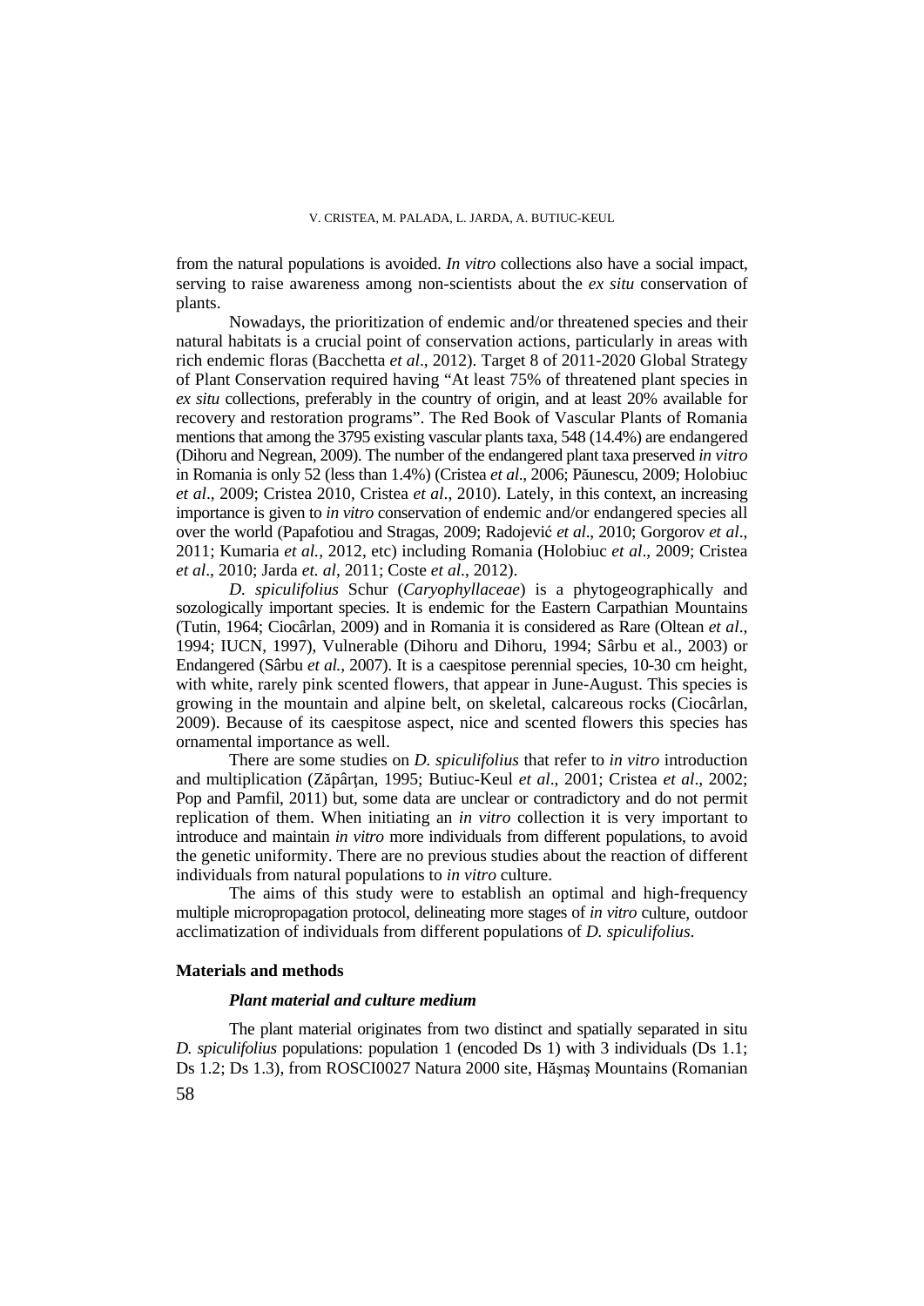from the natural populations is avoided. *In vitro* collections also have a social impact, serving to raise awareness among non-scientists about the *ex situ* conservation of plants.

Nowadays, the prioritization of endemic and/or threatened species and their natural habitats is a crucial point of conservation actions, particularly in areas with rich endemic floras (Bacchetta *et al*., 2012). Target 8 of 2011-2020 Global Strategy of Plant Conservation required having "At least 75% of threatened plant species in *ex situ* collections, preferably in the country of origin, and at least 20% available for recovery and restoration programs". The Red Book of Vascular Plants of Romania mentions that among the 3795 existing vascular plants taxa, 548 (14.4%) are endangered (Dihoru and Negrean, 2009). The number of the endangered plant taxa preserved *in vitro* in Romania is only 52 (less than 1.4%) (Cristea *et al*., 2006; Păunescu, 2009; Holobiuc *et al*., 2009; Cristea 2010, Cristea *et al*., 2010). Lately, in this context, an increasing importance is given to *in vitro* conservation of endemic and/or endangered species all over the world (Papafotiou and Stragas, 2009; Radojević *et al*., 2010; Gorgorov *et al*., 2011; Kumaria *et al.*, 2012, etc) including Romania (Holobiuc *et al*., 2009; Cristea *et al*., 2010; Jarda *et. al*, 2011; Coste *et al*., 2012).

*D. spiculifolius* Schur (*Caryophyllaceae*) is a phytogeographically and sozologically important species. It is endemic for the Eastern Carpathian Mountains (Tutin, 1964; Ciocârlan, 2009) and in Romania it is considered as Rare (Oltean *et al*., 1994; IUCN, 1997), Vulnerable (Dihoru and Dihoru, 1994; Sârbu et al., 2003) or Endangered (Sârbu *et al.*, 2007). It is a caespitose perennial species, 10-30 cm height, with white, rarely pink scented flowers, that appear in June-August. This species is growing in the mountain and alpine belt, on skeletal, calcareous rocks (Ciocârlan, 2009). Because of its caespitose aspect, nice and scented flowers this species has ornamental importance as well.

There are some studies on *D. spiculifolius* that refer to *in vitro* introduction and multiplication (Zăpârţan, 1995; Butiuc-Keul *et al*., 2001; Cristea *et al*., 2002; Pop and Pamfil, 2011) but, some data are unclear or contradictory and do not permit replication of them. When initiating an *in vitro* collection it is very important to introduce and maintain *in vitro* more individuals from different populations, to avoid the genetic uniformity. There are no previous studies about the reaction of different individuals from natural populations to *in vitro* culture.

The aims of this study were to establish an optimal and high-frequency multiple micropropagation protocol, delineating more stages of *in vitro* culture, outdoor acclimatization of individuals from different populations of *D. spiculifolius*.

## Materials and methods

### *Plant material and culture medium*

The plant material originates from two distinct and spatially separated in situ *D. spiculifolius* populations: population 1 (encoded Ds 1) with 3 individuals (Ds 1.1; Ds 1.2; Ds 1.3), from ROSCI0027 Natura 2000 site, Hăşmaş Mountains (Romanian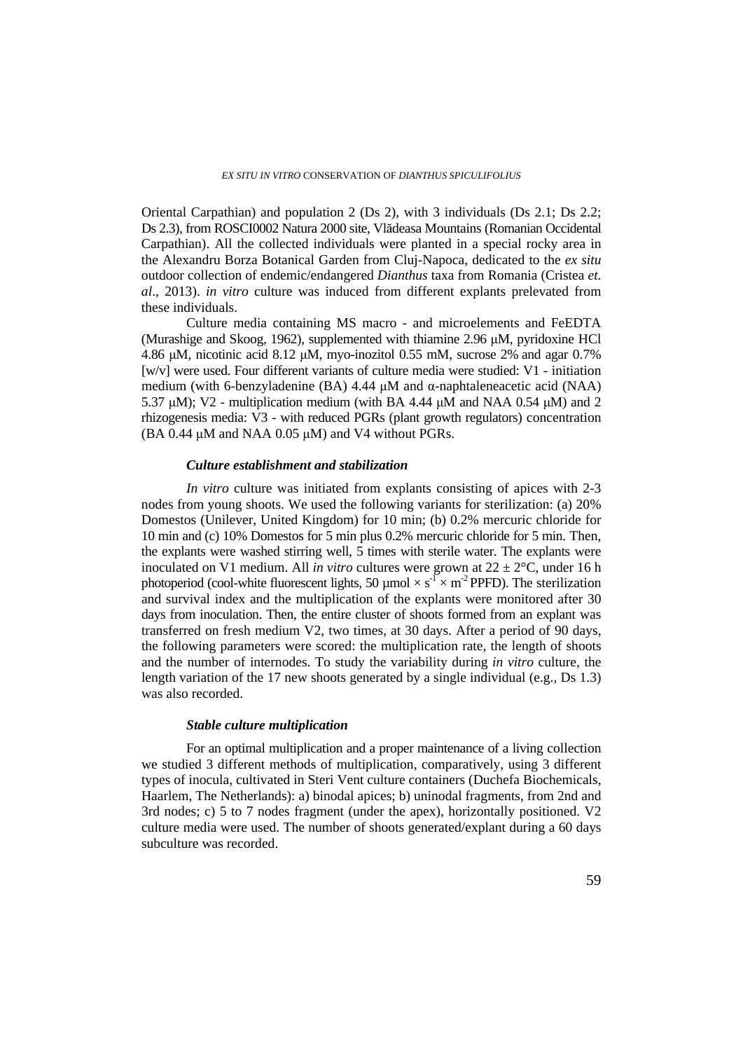Oriental Carpathian) and population 2 (Ds 2), with 3 individuals (Ds 2.1; Ds 2.2; Ds 2.3), from ROSCI0002 Natura 2000 site, Vlădeasa Mountains (Romanian Occidental Carpathian). All the collected individuals were planted in a special rocky area in the Alexandru Borza Botanical Garden from Cluj-Napoca, dedicated to the *ex situ* outdoor collection of endemic/endangered *Dianthus* taxa from Romania (Cristea *et. al*., 2013). *in vitro* culture was induced from different explants prelevated from these individuals.

Culture media containing MS macro - and microelements and FeEDTA (Murashige and Skoog, 1962), supplemented with thiamine 2.96 μM, pyridoxine HCl 4.86 μM, nicotinic acid 8.12 μM, myo-inozitol 0.55 mM, sucrose 2% and agar 0.7% [w/v] were used. Four different variants of culture media were studied: V1 - initiation medium (with 6-benzyladenine (BA) 4.44 μM and α-naphtaleneacetic acid (NAA) 5.37 μM); V2 - multiplication medium (with BA 4.44 μM and NAA 0.54 μM) and 2 rhizogenesis media: V3 - with reduced PGRs (plant growth regulators) concentration (BA 0.44 μM and NAA 0.05 μM) and V4 without PGRs.

### *Culture establishment and stabilization*

*In vitro* culture was initiated from explants consisting of apices with 2-3 nodes from young shoots. We used the following variants for sterilization: (a) 20% Domestos (Unilever, United Kingdom) for 10 min; (b) 0.2% mercuric chloride for 10 min and (c) 10% Domestos for 5 min plus 0.2% mercuric chloride for 5 min. Then, the explants were washed stirring well, 5 times with sterile water. The explants were inoculated on V1 medium. All *in vitro* cultures were grown at 22 ± 2°C, under 16 h photoperiod (cool-white fluorescent lights, 50 $\mu mol \times s^{-1} \times m^{-2}$ PPFD). The sterilization and survival index and the multiplication of the explants were monitored after 30 days from inoculation. Then, the entire cluster of shoots formed from an explant was transferred on fresh medium V2, two times, at 30 days. After a period of 90 days, the following parameters were scored: the multiplication rate, the length of shoots and the number of internodes. To study the variability during *in vitro* culture, the length variation of the 17 new shoots generated by a single individual (e.g., Ds 1.3) was also recorded.

### *Stable culture multiplication*

For an optimal multiplication and a proper maintenance of a living collection we studied 3 different methods of multiplication, comparatively, using 3 different types of inocula, cultivated in Steri Vent culture containers (Duchefa Biochemicals, Haarlem, The Netherlands): a) binodal apices; b) uninodal fragments, from 2nd and 3rd nodes; c) 5 to 7 nodes fragment (under the apex), horizontally positioned. V2 culture media were used. The number of shoots generated/explant during a 60 days subculture was recorded.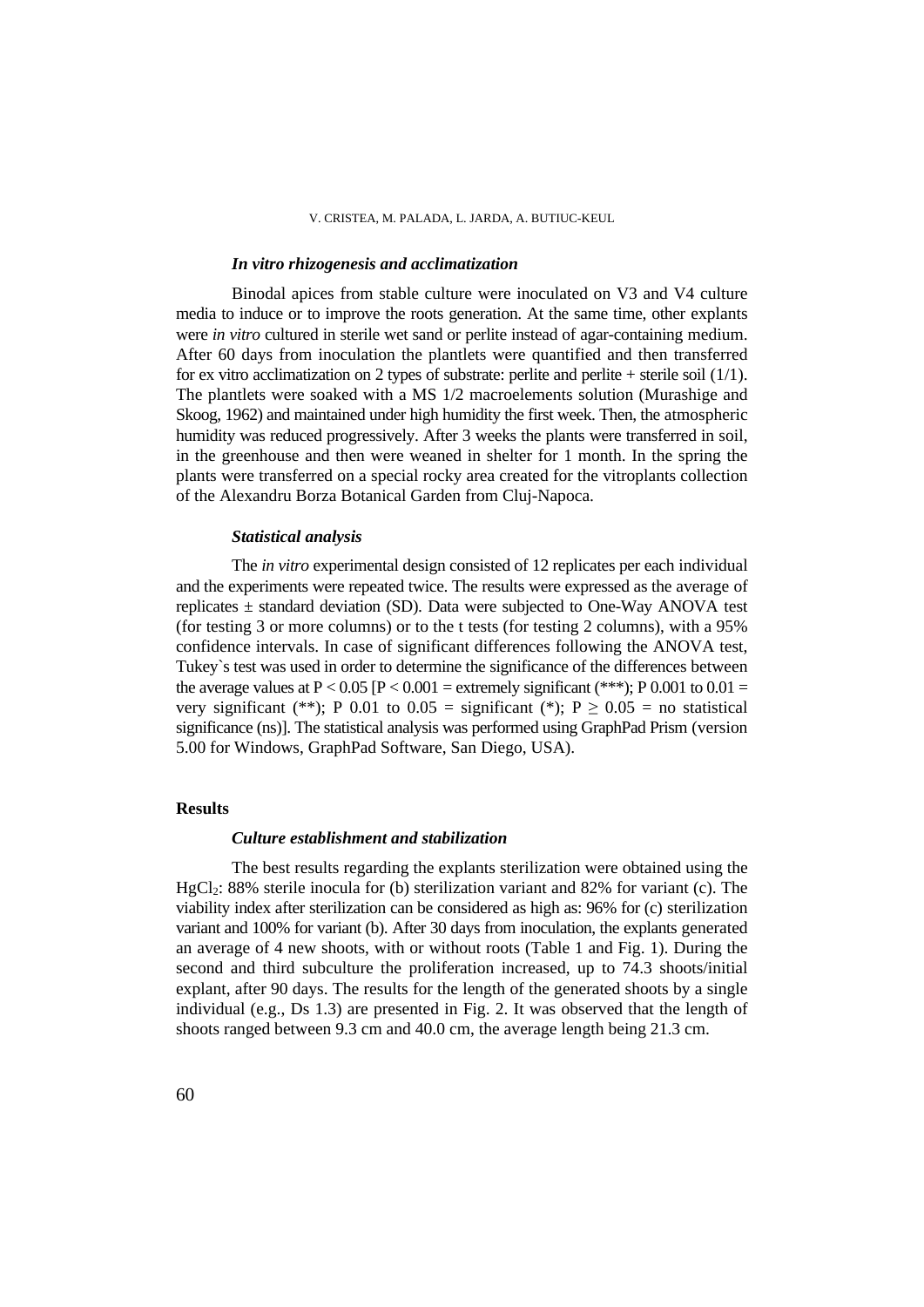### *In vitro rhizogenesis and acclimatization*

Binodal apices from stable culture were inoculated on V3 and V4 culture media to induce or to improve the roots generation. At the same time, other explants were *in vitro* cultured in sterile wet sand or perlite instead of agar-containing medium. After 60 days from inoculation the plantlets were quantified and then transferred for ex vitro acclimatization on 2 types of substrate: perlite and perlite + sterile soil (1/1). The plantlets were soaked with a MS 1/2 macroelements solution (Murashige and Skoog, 1962) and maintained under high humidity the first week. Then, the atmospheric humidity was reduced progressively. After 3 weeks the plants were transferred in soil, in the greenhouse and then were weaned in shelter for 1 month. In the spring the plants were transferred on a special rocky area created for the vitroplants collection of the Alexandru Borza Botanical Garden from Cluj-Napoca.

### *Statistical analysis*

The *in vitro* experimental design consisted of 12 replicates per each individual and the experiments were repeated twice. The results were expressed as the average of replicates ± standard deviation (SD). Data were subjected to One-Way ANOVA test (for testing 3 or more columns) or to the t tests (for testing 2 columns), with a 95% confidence intervals. In case of significant differences following the ANOVA test, Tukey`s test was used in order to determine the significance of the differences between the average values at $P < 0.05$ [$P < 0.001$ = extremely significant (***); P 0.001 to 0.01 = very significant (**); P 0.01 to 0.05 = significant (*); $P \geq 0.05$ = no statistical significance (ns)]. The statistical analysis was performed using GraphPad Prism (version 5.00 for Windows, GraphPad Software, San Diego, USA).

## Results

### *Culture establishment and stabilization*

The best results regarding the explants sterilization were obtained using the $HgCl_2$: 88% sterile inocula for (b) sterilization variant and 82% for variant (c). The viability index after sterilization can be considered as high as: 96% for (c) sterilization variant and 100% for variant (b). After 30 days from inoculation, the explants generated an average of 4 new shoots, with or without roots (Table 1 and Fig. 1). During the second and third subculture the proliferation increased, up to 74.3 shoots/initial explant, after 90 days. The results for the length of the generated shoots by a single individual (e.g., Ds 1.3) are presented in Fig. 2. It was observed that the length of shoots ranged between 9.3 cm and 40.0 cm, the average length being 21.3 cm.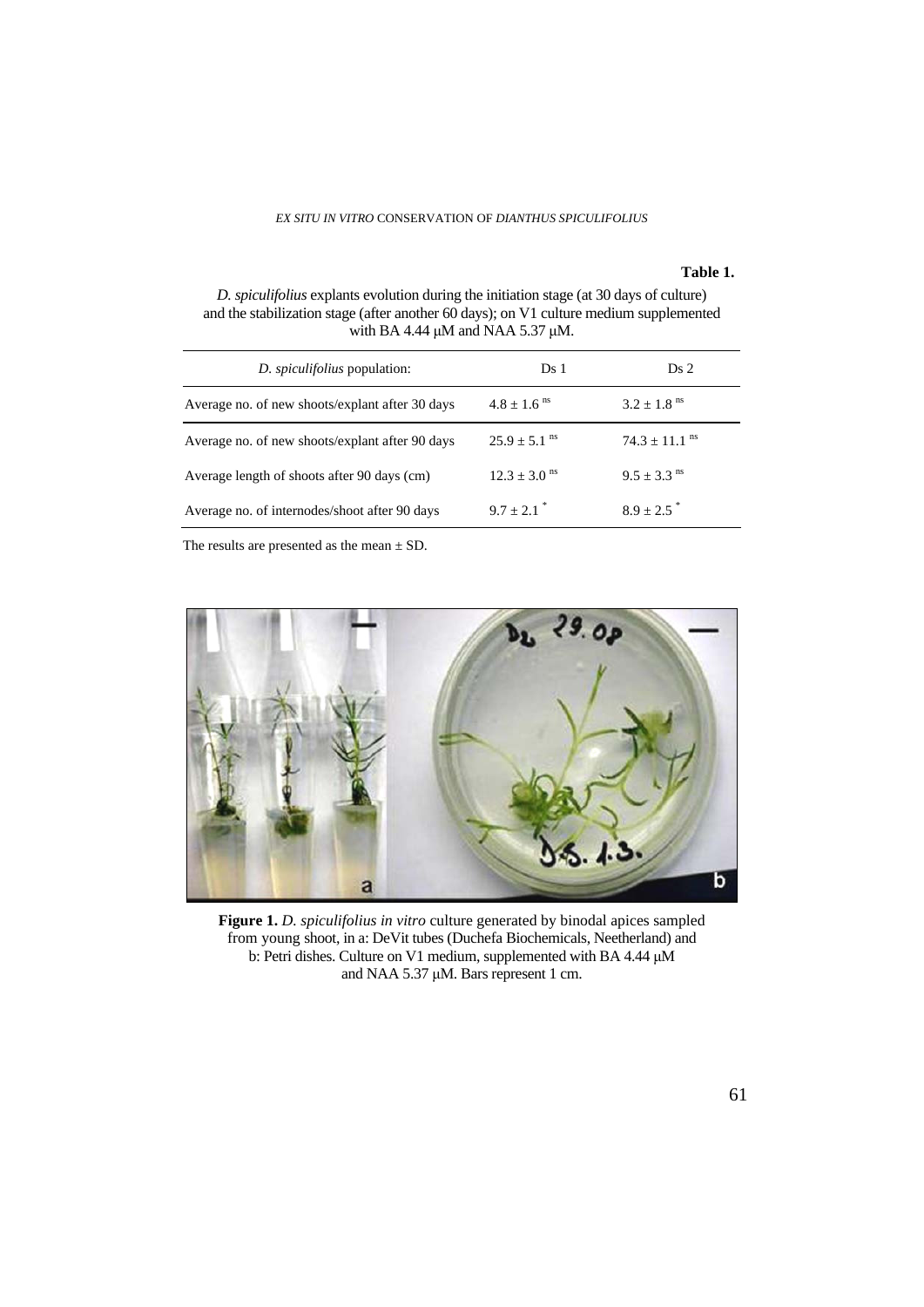**Table 1.**

*D. spiculifolius* explants evolution during the initiation stage (at 30 days of culture) and the stabilization stage (after another 60 days); on V1 culture medium supplemented with BA 4.44 μM and NAA 5.37 μM.

| *D. spiculifolius* population: | Ds 1 | Ds 2 |
|---|---|---|
| Average no. of new shoots/explant after 30 days | $4.8 \pm 1.6^{ns}$ | $3.2 \pm 1.8^{ns}$ |
| Average no. of new shoots/explant after 90 days | $25.9 \pm 5.1^{ns}$ | $74.3 \pm 11.1^{ns}$ |
| Average length of shoots after 90 days (cm) | $12.3 \pm 3.0^{ns}$ | $9.5 \pm 3.3^{ns}$ |
| Average no. of internodes/shoot after 90 days | $9.7 \pm 2.1^{*}$ | $8.9 \pm 2.5^{*}$ |

The results are presented as the mean ± SD.

**Figure 1.** *D. spiculifolius in vitro* culture generated by binodal apices sampled from young shoot, in a: DeVit tubes (Duchefa Biochemicals, Neetherland) and b: Petri dishes. Culture on V1 medium, supplemented with BA 4.44 μM and NAA 5.37 μM. Bars represent 1 cm.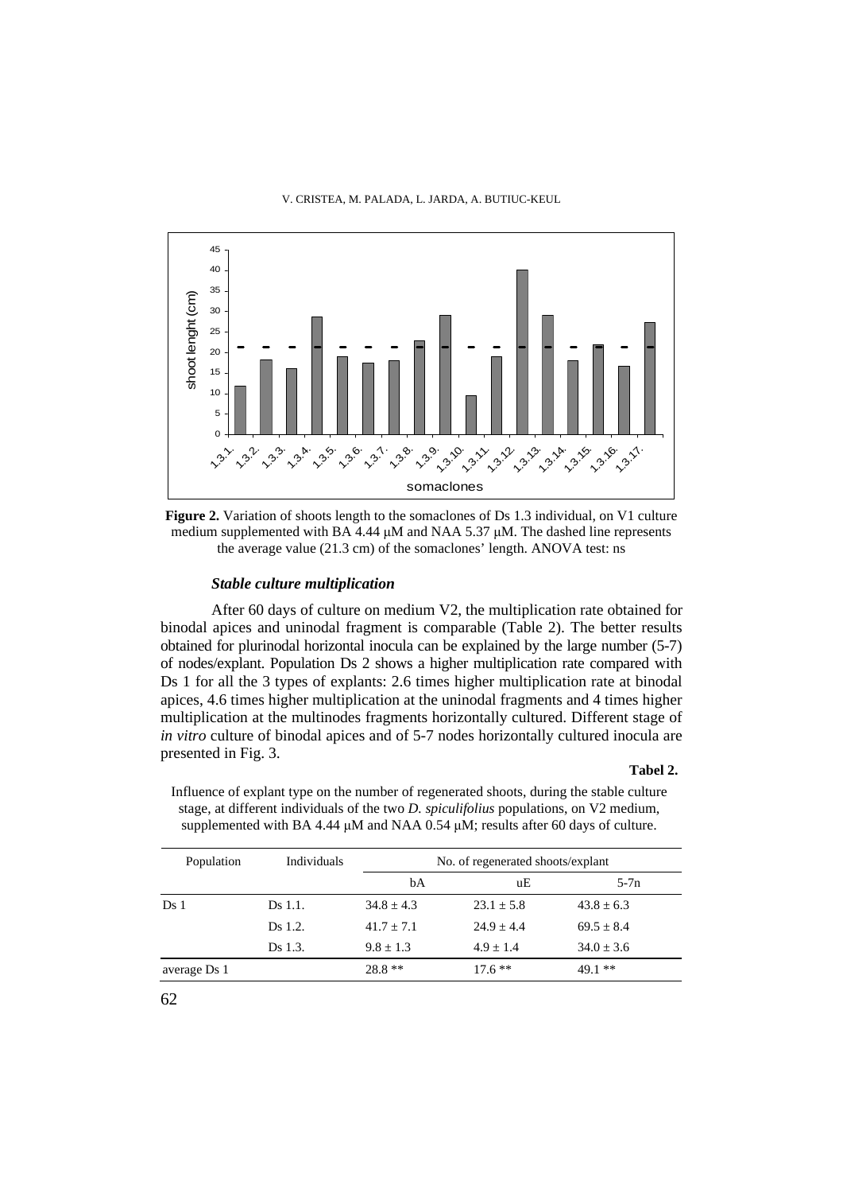**Figure 2.** Variation of shoots length to the somaclones of Ds 1.3 individual, on V1 culture medium supplemented with BA 4.44 μM and NAA 5.37 μM. The dashed line represents the average value (21.3 cm) of the somaclones' length. ANOVA test: ns

### *Stable culture multiplication*

After 60 days of culture on medium V2, the multiplication rate obtained for binodal apices and uninodal fragment is comparable (Table 2). The better results obtained for plurinodal horizontal inocula can be explained by the large number (5-7) of nodes/explant. Population Ds 2 shows a higher multiplication rate compared with Ds 1 for all the 3 types of explants: 2.6 times higher multiplication rate at binodal apices, 4.6 times higher multiplication at the uninodal fragments and 4 times higher multiplication at the multinodes fragments horizontally cultured. Different stage of *in vitro* culture of binodal apices and of 5-7 nodes horizontally cultured inocula are presented in Fig. 3.

**Tabel 2.**

Influence of explant type on the number of regenerated shoots, during the stable culture stage, at different individuals of the two *D. spiculifolius* populations, on V2 medium, supplemented with BA 4.44 μM and NAA 0.54 μM; results after 60 days of culture.

| Population | Individuals | No. of regenerated shoots/explant | | |
|---|---|---|---|---|
| | | bA | uE | 5-7n |
| Ds 1 | Ds 1.1. | 34.8 ± 4.3 | 23.1 ± 5.8 | 43.8 ± 6.3 |
| | Ds 1.2. | 41.7 ± 7.1 | 24.9 ± 4.4 | 69.5 ± 8.4 |
| | Ds 1.3. | 9.8 ± 1.3 | 4.9 ± 1.4 | 34.0 ± 3.6 |
| average Ds 1 | | 28.8 ** | 17.6 ** | 49.1 ** |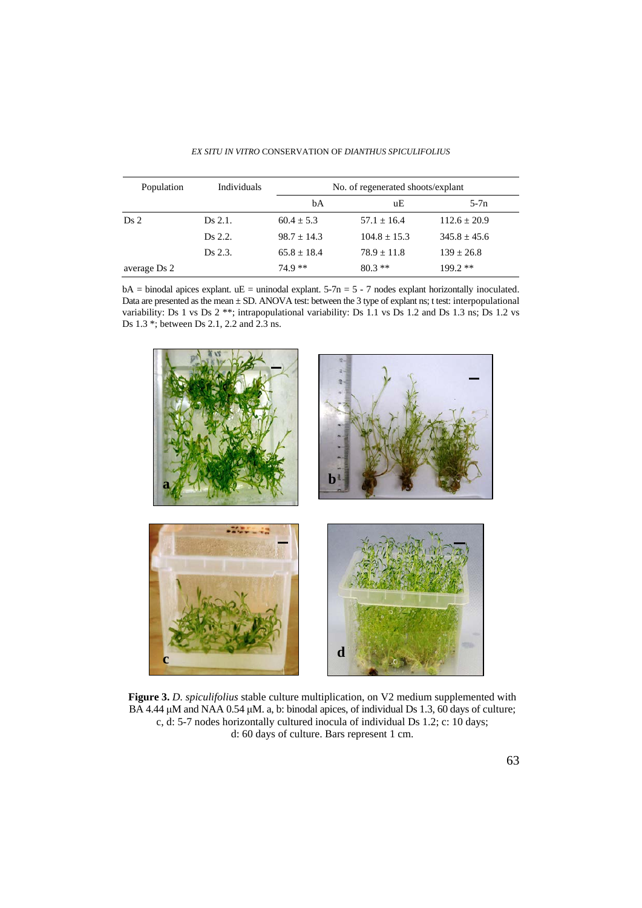| Population | Individuals | No. of regenerated shoots/explant | | |
|---|---|---|---|---|
| | | bA | uE | 5-7n |
| Ds 2 | Ds 2.1. | 60.4 ± 5.3 | 57.1 ± 16.4 | 112.6 ± 20.9 |
| | Ds 2.2. | 98.7 ± 14.3 | 104.8 ± 15.3 | 345.8 ± 45.6 |
| | Ds 2.3. | 65.8 ± 18.4 | 78.9 ± 11.8 | 139 ± 26.8 |
| average Ds 2 | | 74.9 ** | 80.3 ** | 199.2 ** |

bA = binodal apices explant. uE = uninodal explant. 5-7n = 5 - 7 nodes explant horizontally inoculated. Data are presented as the mean ± SD. ANOVA test: between the 3 type of explant ns; t test: interpopulational variability: Ds 1 vs Ds 2 **; intrapopulational variability: Ds 1.1 vs Ds 1.2 and Ds 1.3 ns; Ds 1.2 vs Ds 1.3 *; between Ds 2.1, 2.2 and 2.3 ns.

**Figure 3.** *D. spiculifolius* stable culture multiplication, on V2 medium supplemented with BA 4.44 μM and NAA 0.54 μM. a, b: binodal apices, of individual Ds 1.3, 60 days of culture; c, d: 5-7 nodes horizontally cultured inocula of individual Ds 1.2; c: 10 days; d: 60 days of culture. Bars represent 1 cm.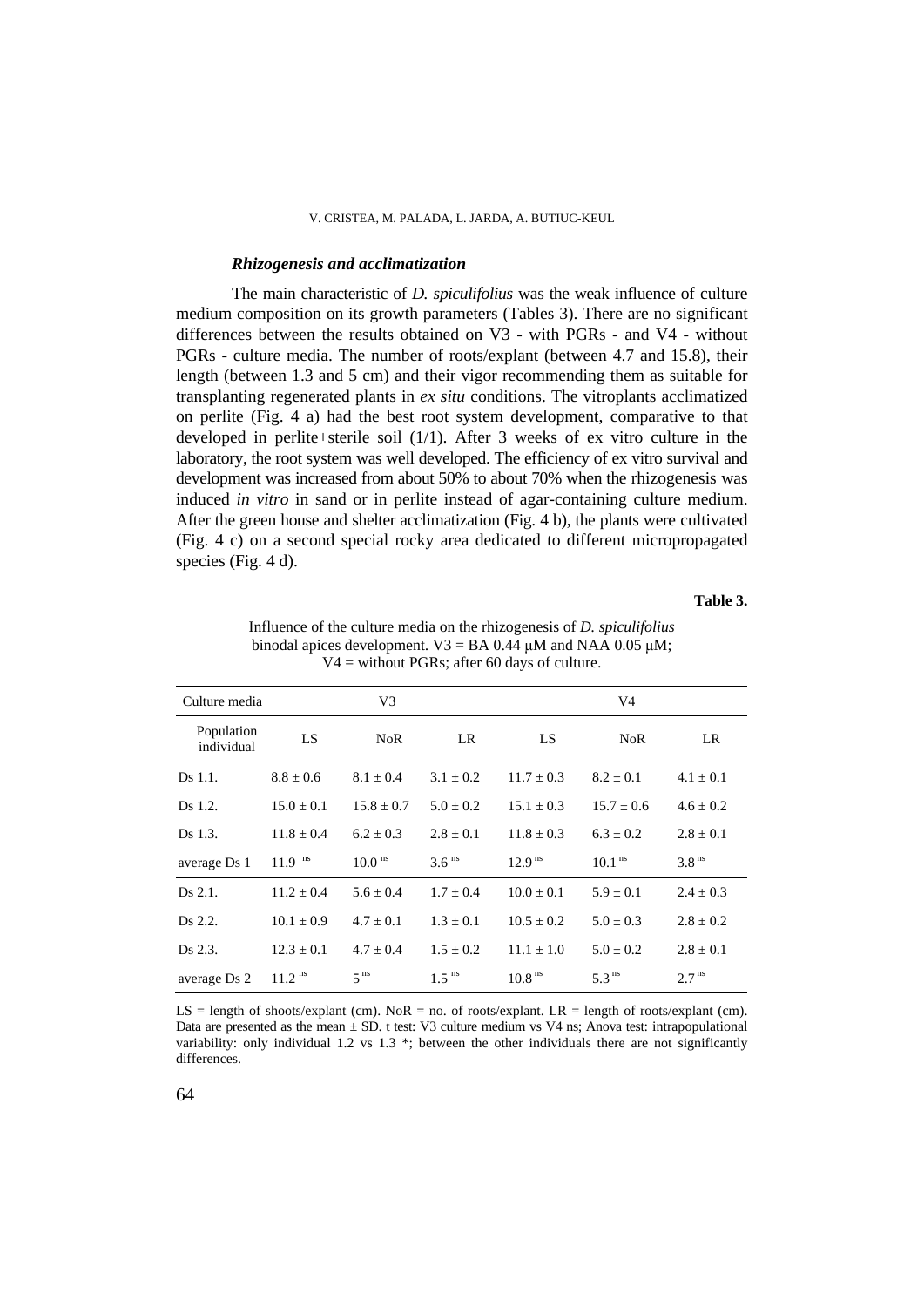### *Rhizogenesis and acclimatization*

The main characteristic of *D. spiculifolius* was the weak influence of culture medium composition on its growth parameters (Tables 3). There are no significant differences between the results obtained on V3 - with PGRs - and V4 - without PGRs - culture media. The number of roots/explant (between 4.7 and 15.8), their length (between 1.3 and 5 cm) and their vigor recommending them as suitable for transplanting regenerated plants in *ex situ* conditions. The vitroplants acclimatized on perlite (Fig. 4 a) had the best root system development, comparative to that developed in perlite+sterile soil (1/1). After 3 weeks of ex vitro culture in the laboratory, the root system was well developed. The efficiency of ex vitro survival and development was increased from about 50% to about 70% when the rhizogenesis was induced *in vitro* in sand or in perlite instead of agar-containing culture medium. After the green house and shelter acclimatization (Fig. 4 b), the plants were cultivated (Fig. 4 c) on a second special rocky area dedicated to different micropropagated species (Fig. 4 d).

**Table 3.**

Influence of the culture media on the rhizogenesis of *D. spiculifolius* binodal apices development. V3 = BA 0.44 μM and NAA 0.05 μM; V4 = without PGRs; after 60 days of culture.

| Culture media | V3 | | | V4 | | |
|---|---|---|---|---|---|---|
| Population individual | LS | NoR | LR | LS | NoR | LR |
| Ds 1.1. | 8.8 ± 0.6 | 8.1 ± 0.4 | 3.1 ± 0.2 | 11.7 ± 0.3 | 8.2 ± 0.1 | 4.1 ± 0.1 |
| Ds 1.2. | 15.0 ± 0.1 | 15.8 ± 0.7 | 5.0 ± 0.2 | 15.1 ± 0.3 | 15.7 ± 0.6 | 4.6 ± 0.2 |
| Ds 1.3. | 11.8 ± 0.4 | 6.2 ± 0.3 | 2.8 ± 0.1 | 11.8 ± 0.3 | 6.3 ± 0.2 | 2.8 ± 0.1 |
| average Ds 1 | 11.9 $^{ns}$ | 10.0 $^{ns}$ | 3.6 $^{ns}$ | 12.9 $^{ns}$ | 10.1 $^{ns}$ | 3.8 $^{ns}$ |
| Ds 2.1. | 11.2 ± 0.4 | 5.6 ± 0.4 | 1.7 ± 0.4 | 10.0 ± 0.1 | 5.9 ± 0.1 | 2.4 ± 0.3 |
| Ds 2.2. | 10.1 ± 0.9 | 4.7 ± 0.1 | 1.3 ± 0.1 | 10.5 ± 0.2 | 5.0 ± 0.3 | 2.8 ± 0.2 |
| Ds 2.3. | 12.3 ± 0.1 | 4.7 ± 0.4 | 1.5 ± 0.2 | 11.1 ± 1.0 | 5.0 ± 0.2 | 2.8 ± 0.1 |
| average Ds 2 | 11.2 $^{ns}$ | 5 $^{ns}$ | 1.5 $^{ns}$ | 10.8 $^{ns}$ | 5.3 $^{ns}$ | 2.7 $^{ns}$ |

LS = length of shoots/explant (cm). NoR = no. of roots/explant. LR = length of roots/explant (cm). Data are presented as the mean ± SD. t test: V3 culture medium vs V4 ns; Anova test: intrapopulational variability: only individual 1.2 vs 1.3 *; between the other individuals there are not significantly differences.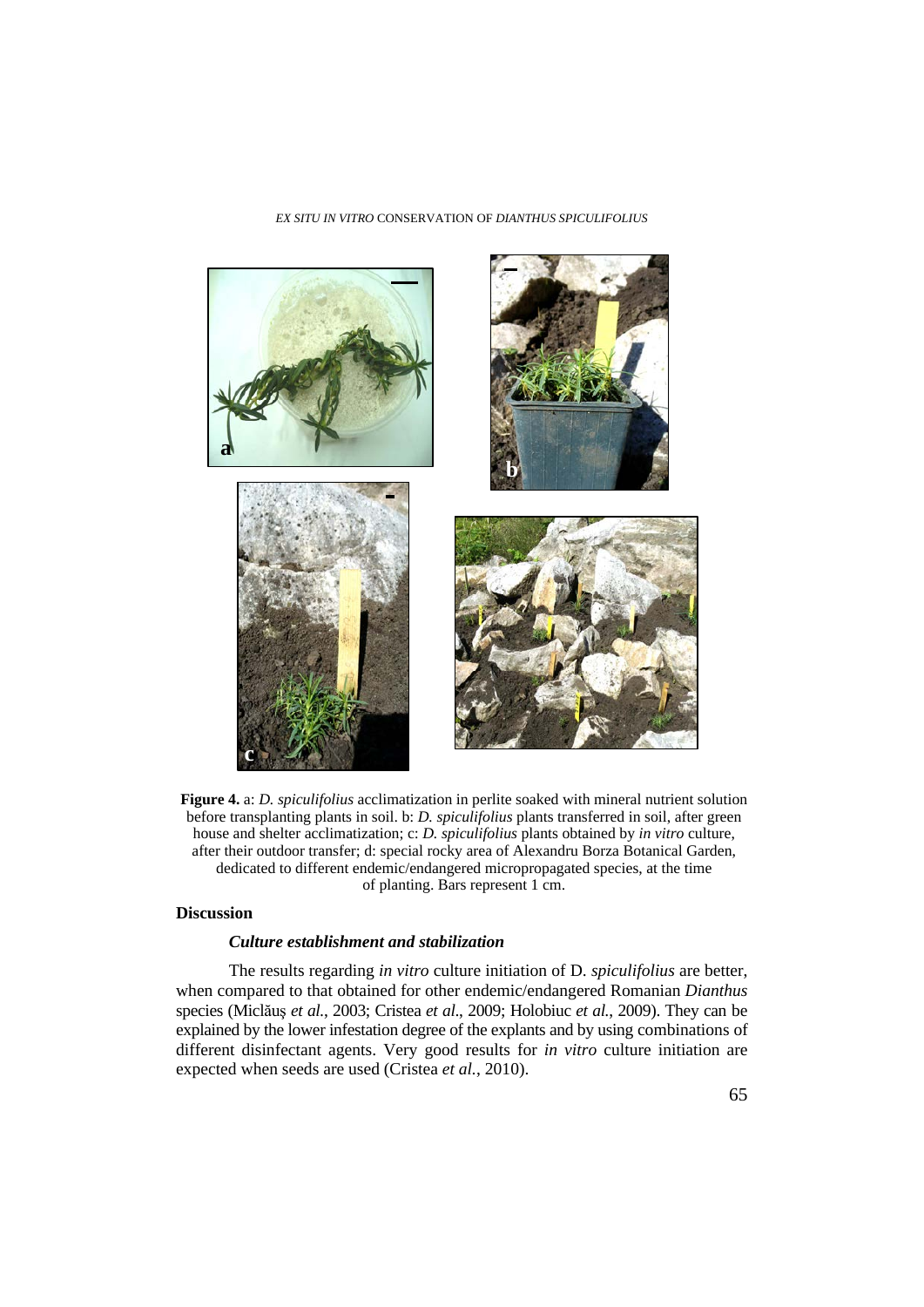**Figure 4.** a: *D. spiculifolius* acclimatization in perlite soaked with mineral nutrient solution before transplanting plants in soil. b: *D. spiculifolius* plants transferred in soil, after green house and shelter acclimatization; c: *D. spiculifolius* plants obtained by *in vitro* culture, after their outdoor transfer; d: special rocky area of Alexandru Borza Botanical Garden, dedicated to different endemic/endangered micropropagated species, at the time of planting. Bars represent 1 cm.

## Discussion

### *Culture establishment and stabilization*

The results regarding *in vitro* culture initiation of D. *spiculifolius* are better, when compared to that obtained for other endemic/endangered Romanian *Dianthus* species (Miclăuş *et al.*, 2003; Cristea *et al.*, 2009; Holobiuc *et al.*, 2009). They can be explained by the lower infestation degree of the explants and by using combinations of different disinfectant agents. Very good results for *in vitro* culture initiation are expected when seeds are used (Cristea *et al.*, 2010).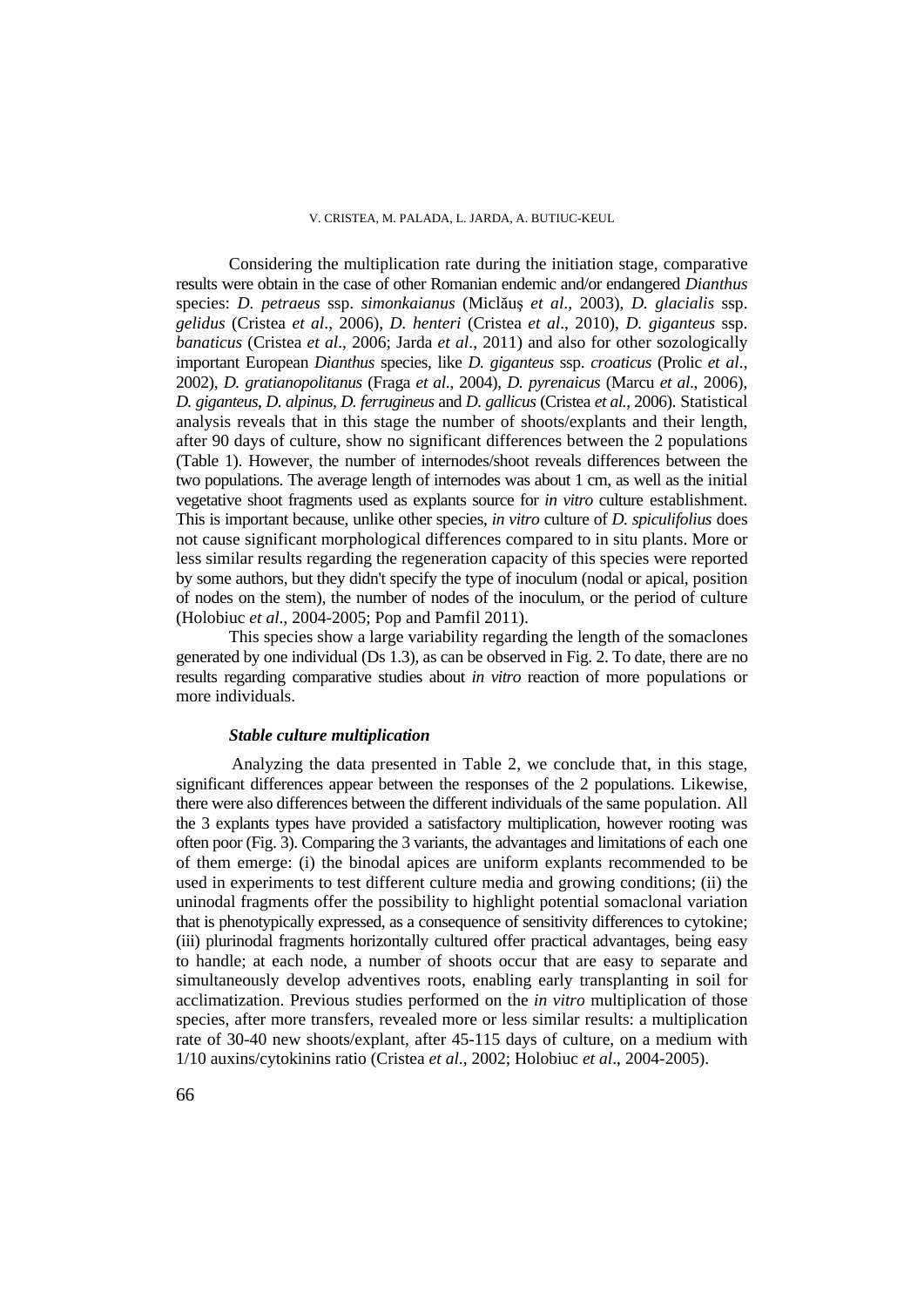Considering the multiplication rate during the initiation stage, comparative results were obtain in the case of other Romanian endemic and/or endangered *Dianthus* species: *D. petraeus* ssp. *simonkaianus* (Miclăuş *et al*., 2003), *D. glacialis* ssp. *gelidus* (Cristea *et al*., 2006), *D. henteri* (Cristea *et al*., 2010), *D. giganteus* ssp. *banaticus* (Cristea *et al*., 2006; Jarda *et al*., 2011) and also for other sozologically important European *Dianthus* species, like *D. giganteus* ssp. *croaticus* (Prolic *et al*., 2002), *D. gratianopolitanus* (Fraga *et al*., 2004), *D. pyrenaicus* (Marcu *et al*., 2006), *D. giganteus*, *D. alpinus*, *D. ferrugineus* and *D. gallicus* (Cristea *et al*., 2006). Statistical analysis reveals that in this stage the number of shoots/explants and their length, after 90 days of culture, show no significant differences between the 2 populations (Table 1). However, the number of internodes/shoot reveals differences between the two populations. The average length of internodes was about 1 cm, as well as the initial vegetative shoot fragments used as explants source for *in vitro* culture establishment. This is important because, unlike other species, *in vitro* culture of *D. spiculifolius* does not cause significant morphological differences compared to in situ plants. More or less similar results regarding the regeneration capacity of this species were reported by some authors, but they didn't specify the type of inoculum (nodal or apical, position of nodes on the stem), the number of nodes of the inoculum, or the period of culture (Holobiuc *et al*., 2004-2005; Pop and Pamfil 2011).

This species show a large variability regarding the length of the somaclones generated by one individual (Ds 1.3), as can be observed in Fig. 2. To date, there are no results regarding comparative studies about *in vitro* reaction of more populations or more individuals.

### *Stable culture multiplication*

Analyzing the data presented in Table 2, we conclude that, in this stage, significant differences appear between the responses of the 2 populations. Likewise, there were also differences between the different individuals of the same population. All the 3 explants types have provided a satisfactory multiplication, however rooting was often poor (Fig. 3). Comparing the 3 variants, the advantages and limitations of each one of them emerge: (i) the binodal apices are uniform explants recommended to be used in experiments to test different culture media and growing conditions; (ii) the uninodal fragments offer the possibility to highlight potential somaclonal variation that is phenotypically expressed, as a consequence of sensitivity differences to cytokine; (iii) plurinodal fragments horizontally cultured offer practical advantages, being easy to handle; at each node, a number of shoots occur that are easy to separate and simultaneously develop adventives roots, enabling early transplanting in soil for acclimatization. Previous studies performed on the *in vitro* multiplication of those species, after more transfers, revealed more or less similar results: a multiplication rate of 30-40 new shoots/explant, after 45-115 days of culture, on a medium with 1/10 auxins/cytokinins ratio (Cristea *et al*., 2002; Holobiuc *et al*., 2004-2005).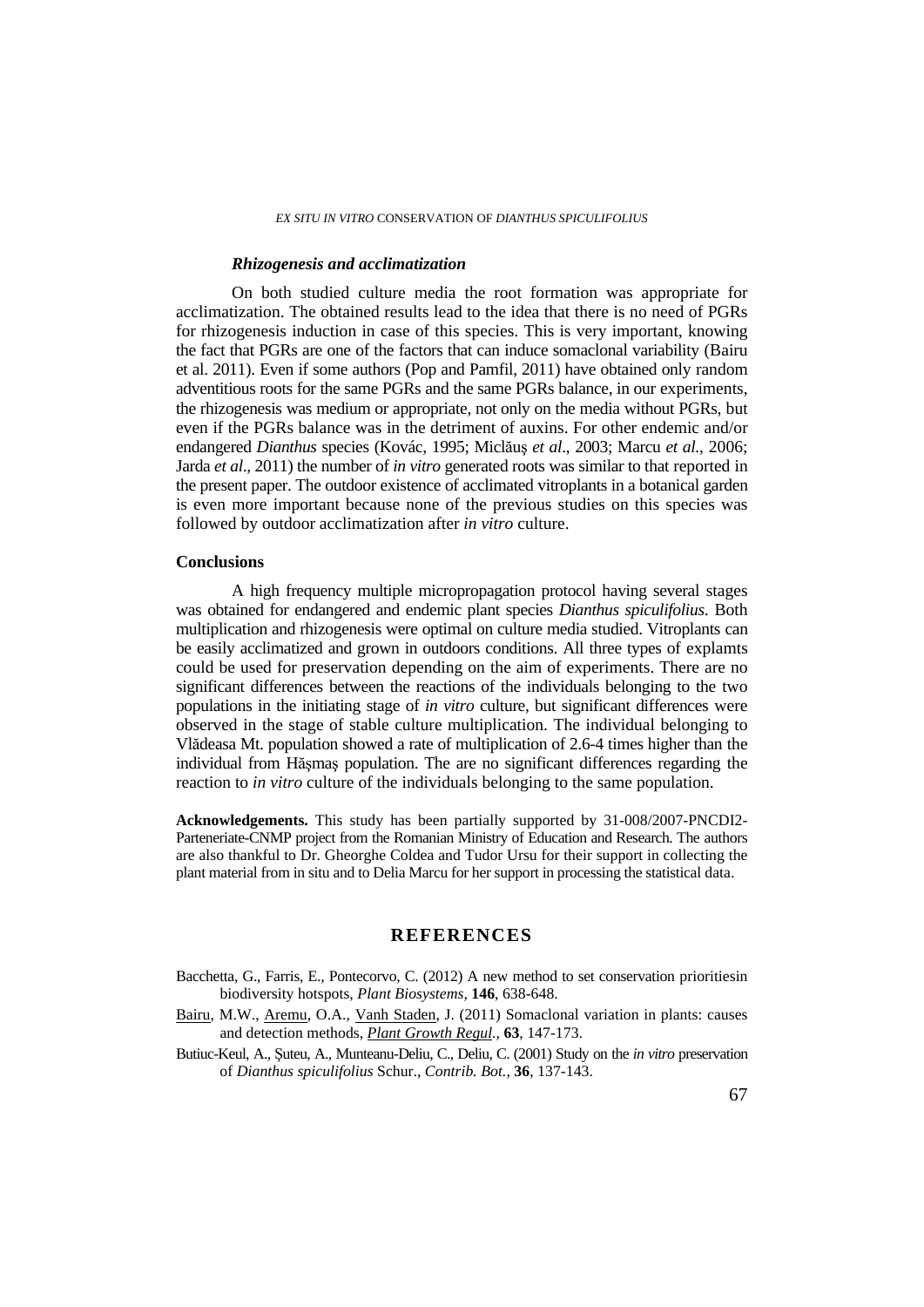### *Rhizogenesis and acclimatization*

On both studied culture media the root formation was appropriate for acclimatization. The obtained results lead to the idea that there is no need of PGRs for rhizogenesis induction in case of this species. This is very important, knowing the fact that PGRs are one of the factors that can induce somaclonal variability (Bairu et al. 2011). Even if some authors (Pop and Pamfil, 2011) have obtained only random adventitious roots for the same PGRs and the same PGRs balance, in our experiments, the rhizogenesis was medium or appropriate, not only on the media without PGRs, but even if the PGRs balance was in the detriment of auxins. For other endemic and/or endangered *Dianthus* species (Kovác, 1995; Miclăuş *et al*., 2003; Marcu *et al.*, 2006; Jarda *et al*., 2011) the number of *in vitro* generated roots was similar to that reported in the present paper. The outdoor existence of acclimated vitroplants in a botanical garden is even more important because none of the previous studies on this species was followed by outdoor acclimatization after *in vitro* culture.

## Conclusions

A high frequency multiple micropropagation protocol having several stages was obtained for endangered and endemic plant species *Dianthus spiculifolius*. Both multiplication and rhizogenesis were optimal on culture media studied. Vitroplants can be easily acclimatized and grown in outdoors conditions. All three types of explamts could be used for preservation depending on the aim of experiments. There are no significant differences between the reactions of the individuals belonging to the two populations in the initiating stage of *in vitro* culture, but significant differences were observed in the stage of stable culture multiplication. The individual belonging to Vlădeasa Mt. population showed a rate of multiplication of 2.6-4 times higher than the individual from Hăşmaş population. The are no significant differences regarding the reaction to *in vitro* culture of the individuals belonging to the same population.

**Acknowledgements.** This study has been partially supported by 31-008/2007-PNCDI2-Parteneriate-CNMP project from the Romanian Ministry of Education and Research. The authors are also thankful to Dr. Gheorghe Coldea and Tudor Ursu for their support in collecting the plant material from in situ and to Delia Marcu for her support in processing the statistical data.

## REFERENCES

Bacchetta, G., Farris, E., Pontecorvo, C. (2012) A new method to set conservation prioritiesin biodiversity hotspots, *Plant Biosystems*, **146**, 638-648.

Bairu, M.W., Aremu, O.A., Vanh Staden, J. (2011) Somaclonal variation in plants: causes and detection methods, *Plant Growth Regul.*, **63**, 147-173.

Butiuc-Keul, A., Şuteu, A., Munteanu-Deliu, C., Deliu, C. (2001) Study on the *in vitro* preservation of *Dianthus spiculifolius* Schur., *Contrib. Bot.*, **36**, 137-143.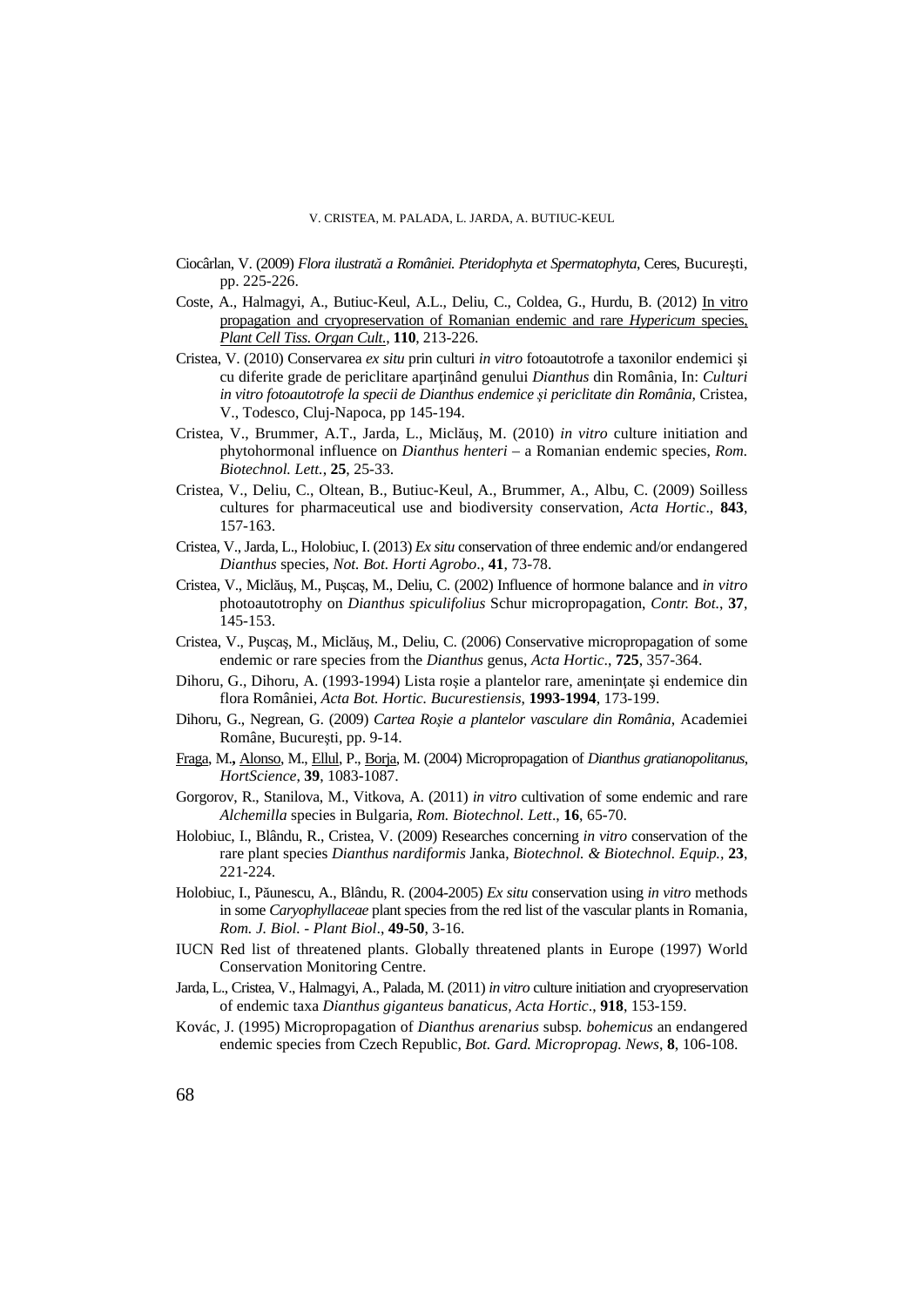Ciocârlan, V. (2009) *Flora ilustrată a României. Pteridophyta et Spermatophyta*, Ceres, Bucureşti, pp. 225-226.

Coste, A., Halmagyi, A., Butiuc-Keul, A.L., Deliu, C., Coldea, G., Hurdu, B. (2012) In vitro propagation and cryopreservation of Romanian endemic and rare *Hypericum* species, *Plant Cell Tiss. Organ Cult.*, **110**, 213-226.

Cristea, V. (2010) Conservarea *ex situ* prin culturi *in vitro* fotoautotrofe a taxonilor endemici şi cu diferite grade de periclitare aparţinând genului *Dianthus* din România, In: *Culturi in vitro fotoautotrofe la specii de Dianthus endemice şi periclitate din România*, Cristea, V., Todesco, Cluj-Napoca, pp 145-194.

Cristea, V., Brummer, A.T., Jarda, L., Miclăuş, M. (2010) *in vitro* culture initiation and phytohormonal influence on *Dianthus henteri* – a Romanian endemic species, *Rom. Biotechnol. Lett.*, **25**, 25-33.

Cristea, V., Deliu, C., Oltean, B., Butiuc-Keul, A., Brummer, A., Albu, C. (2009) Soilless cultures for pharmaceutical use and biodiversity conservation, *Acta Hortic*., **843**, 157-163.

Cristea, V., Jarda, L., Holobiuc, I. (2013) *Ex situ* conservation of three endemic and/or endangered *Dianthus* species, *Not. Bot. Horti Agrobo*., **41**, 73-78.

Cristea, V., Miclăuş, M., Puşcaş, M., Deliu, C. (2002) Influence of hormone balance and *in vitro* photoautotrophy on *Dianthus spiculifolius* Schur micropropagation, *Contr. Bot.*, **37**, 145-153.

Cristea, V., Puşcaş, M., Miclăuş, M., Deliu, C. (2006) Conservative micropropagation of some endemic or rare species from the *Dianthus* genus, *Acta Hortic*., **725**, 357-364.

Dihoru, G., Dihoru, A. (1993-1994) Lista roşie a plantelor rare, ameninţate şi endemice din flora României, *Acta Bot. Hortic. Bucurestiensis*, **1993-1994**, 173-199.

Dihoru, G., Negrean, G. (2009) *Cartea Roşie a plantelor vasculare din România*, Academiei Române, Bucureşti, pp. 9-14.

Fraga, M.**,** Alonso, M., Ellul, P., Borja, M. (2004) Micropropagation of *Dianthus gratianopolitanus*, *HortScience*, **39**, 1083-1087.

Gorgorov, R., Stanilova, M., Vitkova, A. (2011) *in vitro* cultivation of some endemic and rare *Alchemilla* species in Bulgaria, *Rom. Biotechnol. Lett*., **16**, 65-70.

Holobiuc, I., Blându, R., Cristea, V. (2009) Researches concerning *in vitro* conservation of the rare plant species *Dianthus nardiformis* Janka, *Biotechnol. & Biotechnol. Equip.*, **23**, 221-224.

Holobiuc, I., Păunescu, A., Blându, R. (2004-2005) *Ex situ* conservation using *in vitro* methods in some *Caryophyllaceae* plant species from the red list of the vascular plants in Romania, *Rom. J. Biol. - Plant Biol*., **49-50**, 3-16.

IUCN Red list of threatened plants. Globally threatened plants in Europe (1997) World Conservation Monitoring Centre.

Jarda, L., Cristea, V., Halmagyi, A., Palada, M. (2011) *in vitro* culture initiation and cryopreservation of endemic taxa *Dianthus giganteus banaticus*, *Acta Hortic*., **918**, 153-159.

Kovác, J. (1995) Micropropagation of *Dianthus arenarius* subsp. *bohemicus* an endangered endemic species from Czech Republic, *Bot. Gard. Micropropag. News*, **8**, 106-108.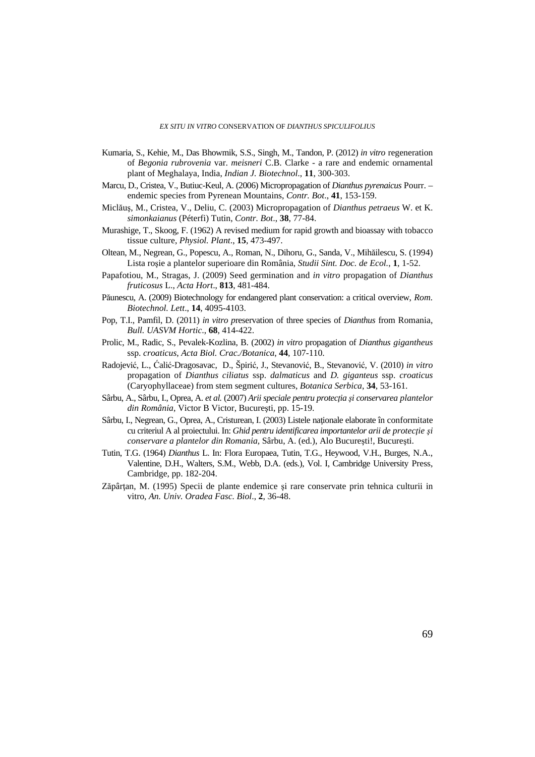Kumaria, S., Kehie, M., Das Bhowmik, S.S., Singh, M., Tandon, P. (2012) *in vitro* regeneration of *Begonia rubrovenia* var. *meisneri* C.B. Clarke - a rare and endemic ornamental plant of Meghalaya, India, *Indian J. Biotechnol*., **11**, 300-303.

Marcu, D., Cristea, V., Butiuc-Keul, A. (2006) Micropropagation of *Dianthus pyrenaicus* Pourr. – endemic species from Pyrenean Mountains, *Contr. Bot*., **41**, 153-159.

Miclăuş, M., Cristea, V., Deliu, C. (2003) Micropropagation of *Dianthus petraeus* W. et K. *simonkaianus* (Péterfi) Tutin, *Contr. Bot*., **38**, 77-84.

Murashige, T., Skoog, F. (1962) A revised medium for rapid growth and bioassay with tobacco tissue culture, *Physiol. Plant*., **15**, 473-497.

Oltean, M., Negrean, G., Popescu, A., Roman, N., Dihoru, G., Sanda, V., Mihăilescu, S. (1994) Lista roşie a plantelor superioare din România, *Studii Sint. Doc. de Ecol.*, **1**, 1-52.

Papafotiou, M., Stragas, J. (2009) Seed germination and *in vitro* propagation of *Dianthus fruticosus* L., *Acta Hort*., **813**, 481-484.

Păunescu, A. (2009) Biotechnology for endangered plant conservation: a critical overview, *Rom. Biotechnol. Lett*., **14**, 4095-4103.

Pop, T.I., Pamfil, D. (2011) *in vitro p*reservation of three species of *Dianthus* from Romania, *Bull. UASVM Hortic*., **68**, 414-422.

Prolic, M., Radic, S., Pevalek-Kozlina, B. (2002) *in vitro* propagation of *Dianthus gigantheus* ssp. *croaticus*, *Acta Biol. Crac./Botanica*, **44**, 107-110.

Radojević, L., Ćalić-Dragosavac, D., Špirić, J., Stevanović, B., Stevanović, V. (2010) *in vitro* propagation of *Dianthus ciliatus* ssp. *dalmaticus* and *D. giganteus* ssp. *croaticus* (Caryophyllaceae) from stem segment cultures, *Botanica Serbica*, **34**, 53-161.

Sârbu, A., Sârbu, I., Oprea, A. *et al.* (2007) *Arii speciale pentru protecţia şi conservarea plantelor din România*, Victor B Victor, Bucureşti, pp. 15-19.

Sârbu, I., Negrean, G., Oprea, A., Cristurean, I. (2003) Listele naţionale elaborate în conformitate cu criteriul A al proiectului. In: *Ghid pentru identificarea importantelor arii de protecţie şi conservare a plantelor din Romania,* Sârbu, A. (ed.), Alo Bucureşti!, Bucureşti.

Tutin, T.G. (1964) *Dianthus* L. In: Flora Europaea, Tutin, T.G., Heywood, V.H., Burges, N.A., Valentine, D.H., Walters, S.M., Webb, D.A. (eds.), Vol. I, Cambridge University Press, Cambridge, pp. 182-204.

Zăpârţan, M. (1995) Specii de plante endemice şi rare conservate prin tehnica culturii in vitro, *An. Univ. Oradea Fasc. Biol*., **2**, 36-48.